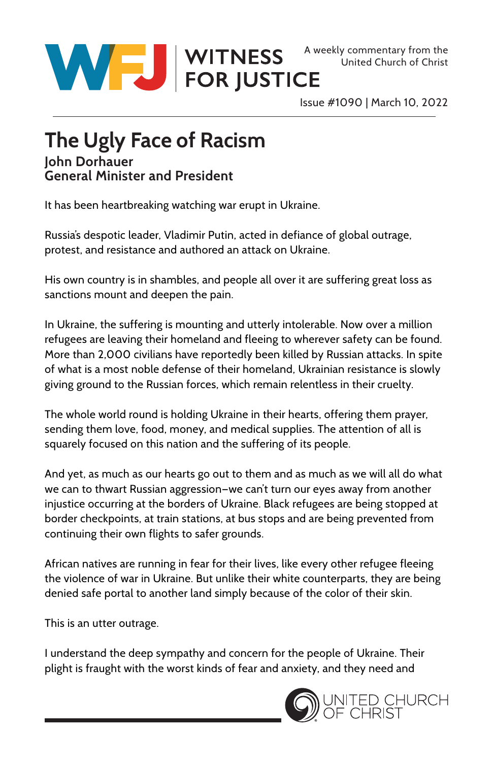# WITNESS FOR JUSTICE

A weekly commentary from the United Church of Christ

Issue #1090 | March 10, 2022

## The Ugly Face of Racism

**John Dorhauer**
**General Minister and President**

It has been heartbreaking watching war erupt in Ukraine.

Russia's despotic leader, Vladimir Putin, acted in defiance of global outrage, protest, and resistance and authored an attack on Ukraine.

His own country is in shambles, and people all over it are suffering great loss as sanctions mount and deepen the pain.

In Ukraine, the suffering is mounting and utterly intolerable. Now over a million refugees are leaving their homeland and fleeing to wherever safety can be found. More than 2,000 civilians have reportedly been killed by Russian attacks. In spite of what is a most noble defense of their homeland, Ukrainian resistance is slowly giving ground to the Russian forces, which remain relentless in their cruelty.

The whole world round is holding Ukraine in their hearts, offering them prayer, sending them love, food, money, and medical supplies. The attention of all is squarely focused on this nation and the suffering of its people.

And yet, as much as our hearts go out to them and as much as we will all do what we can to thwart Russian aggression–we can't turn our eyes away from another injustice occurring at the borders of Ukraine. Black refugees are being stopped at border checkpoints, at train stations, at bus stops and are being prevented from continuing their own flights to safer grounds.

African natives are running in fear for their lives, like every other refugee fleeing the violence of war in Ukraine. But unlike their white counterparts, they are being denied safe portal to another land simply because of the color of their skin.

This is an utter outrage.

I understand the deep sympathy and concern for the people of Ukraine. Their plight is fraught with the worst kinds of fear and anxiety, and they need and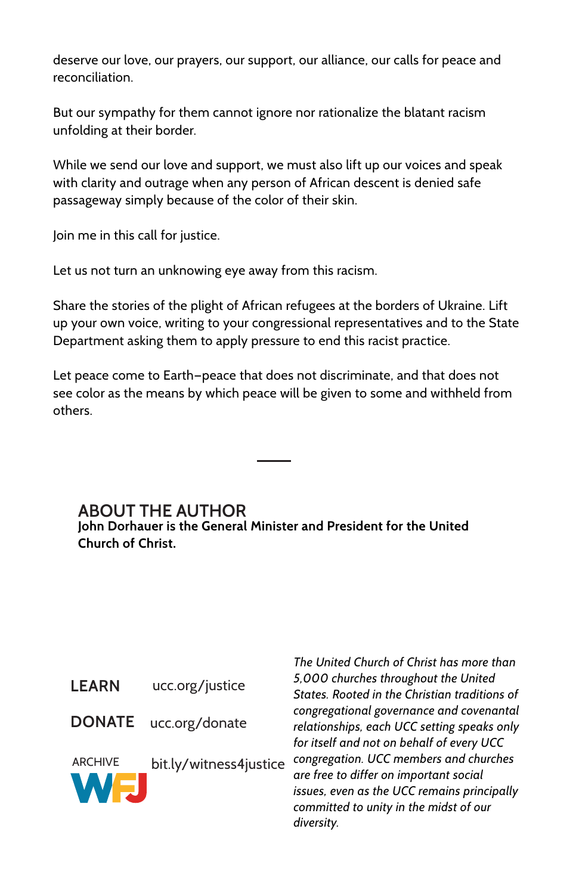deserve our love, our prayers, our support, our alliance, our calls for peace and reconciliation.

But our sympathy for them cannot ignore nor rationalize the blatant racism unfolding at their border.

While we send our love and support, we must also lift up our voices and speak with clarity and outrage when any person of African descent is denied safe passageway simply because of the color of their skin.

Join me in this call for justice.

Let us not turn an unknowing eye away from this racism.

Share the stories of the plight of African refugees at the borders of Ukraine. Lift up your own voice, writing to your congressional representatives and to the State Department asking them to apply pressure to end this racist practice.

Let peace come to Earth–peace that does not discriminate, and that does not see color as the means by which peace will be given to some and withheld from others.

---

## ABOUT THE AUTHOR

**John Dorhauer is the General Minister and President for the United Church of Christ.**

**LEARN** ucc.org/justice

**DONATE** ucc.org/donate

ARCHIVE bit.ly/witness4justice

WFJ

*The United Church of Christ has more than 5,000 churches throughout the United States. Rooted in the Christian traditions of congregational governance and covenantal relationships, each UCC setting speaks only for itself and not on behalf of every UCC congregation. UCC members and churches are free to differ on important social issues, even as the UCC remains principally committed to unity in the midst of our diversity.*